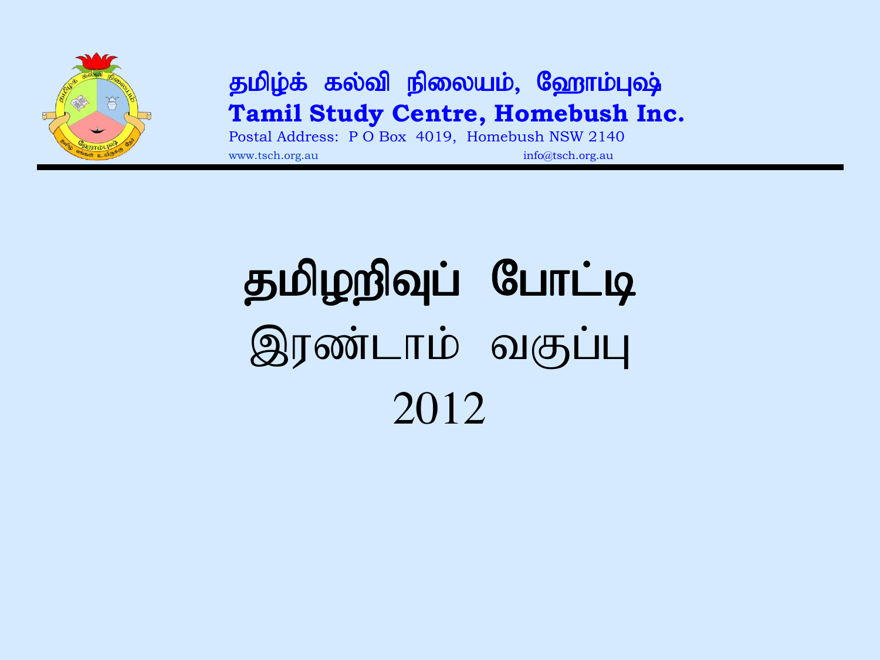**தமிழ்க் கல்வி நிலையம், ஹோம்புஷ்**

**Tamil Study Centre, Homebush Inc.**

Postal Address: P O Box 4019, Homebush NSW 2140

www.tsch.org.au info@tsch.org.au

# தமிழறிவுப் போட்டி

## இரண்டாம் வகுப்பு

## 2012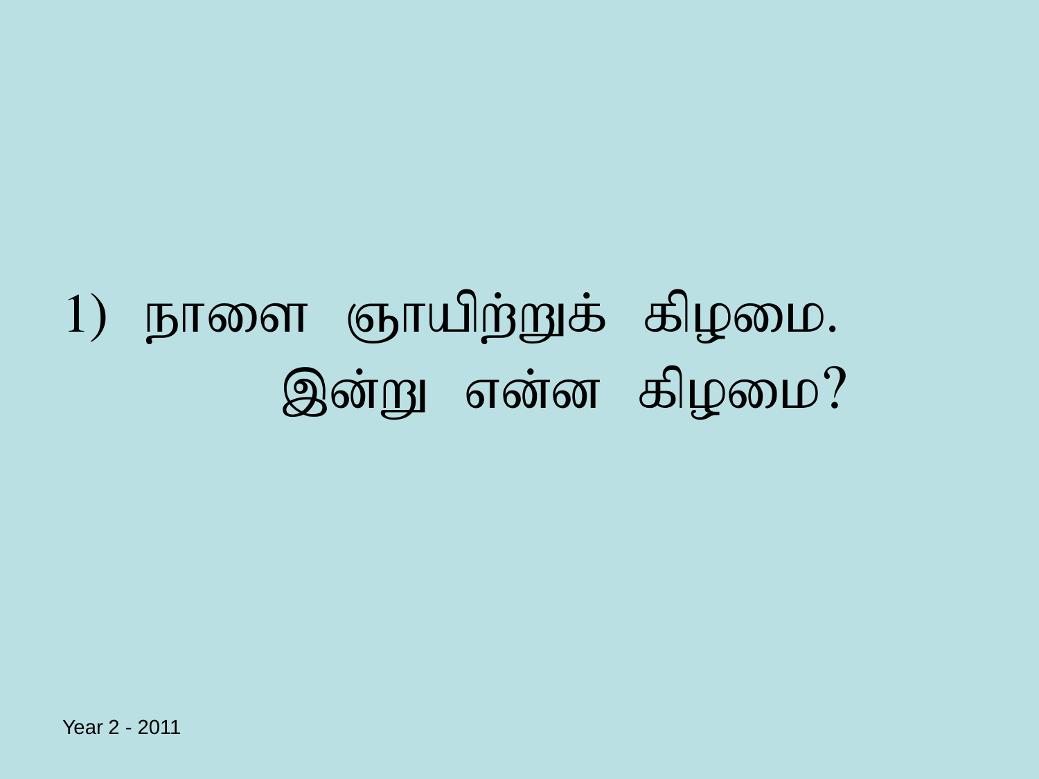1) நாளை ஞாயிற்றுக் கிழமை.
இன்று என்ன கிழமை?

Year 2 - 2011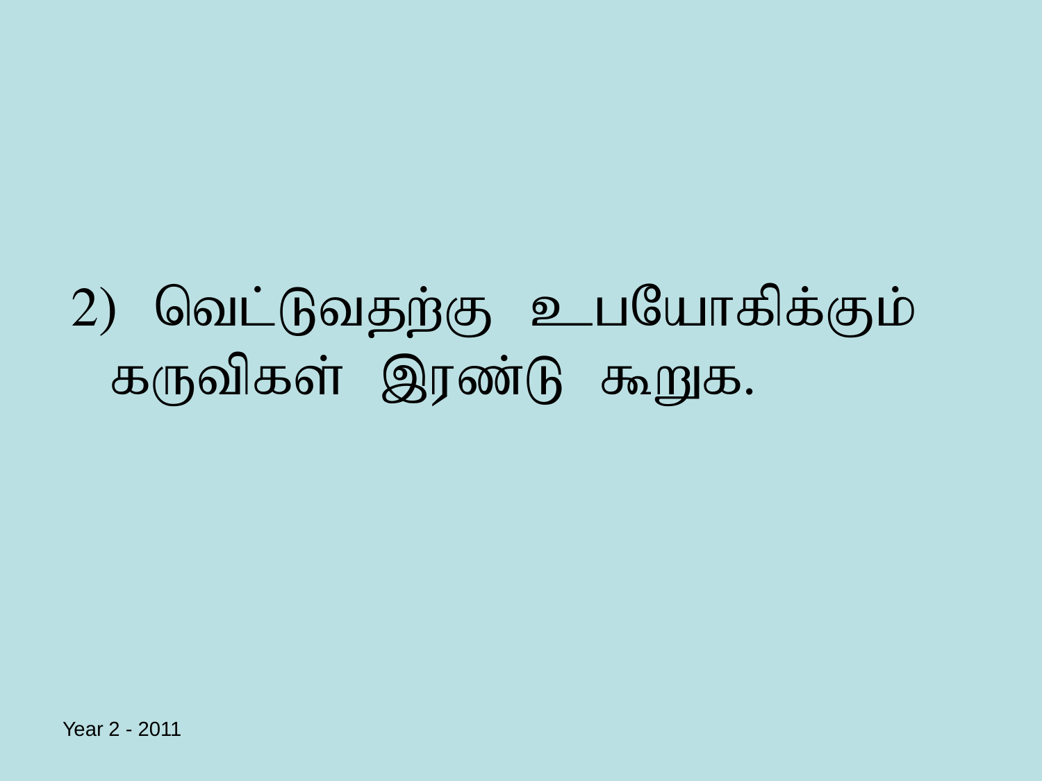2) வெட்டுவதற்கு உபயோகிக்கும் கருவிகள் இரண்டு கூறுக.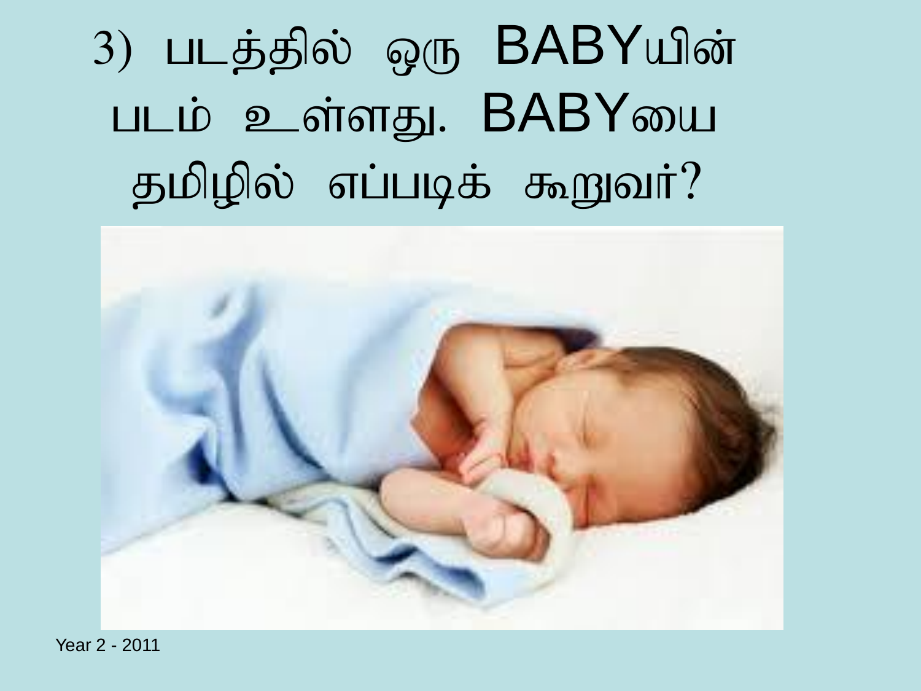3) படத்தில் ஒரு BABYயின் படம் உள்ளது. BABYயை தமிழில் எப்படிக் கூறுவர்?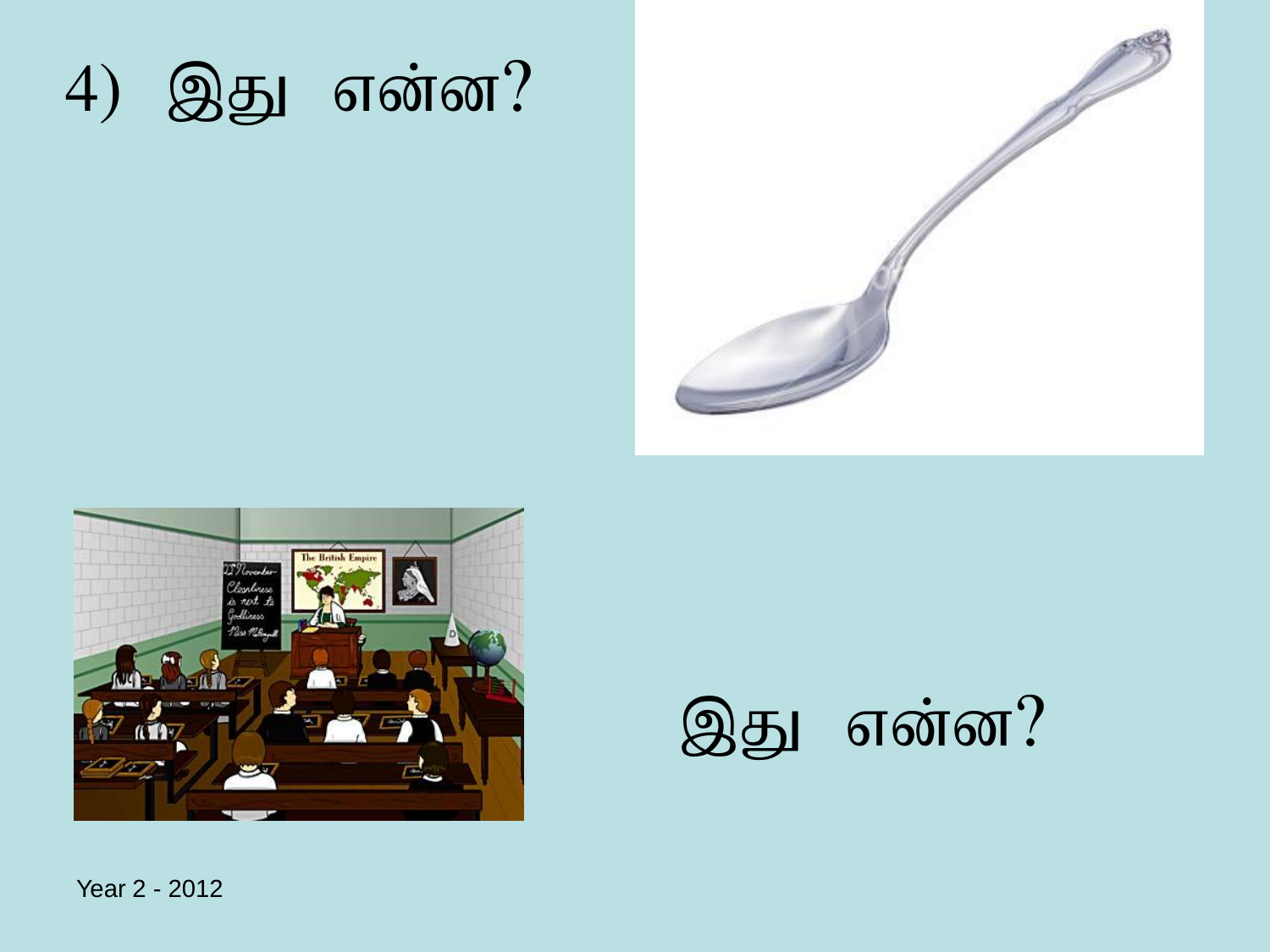4) இது என்ன?

இது என்ன?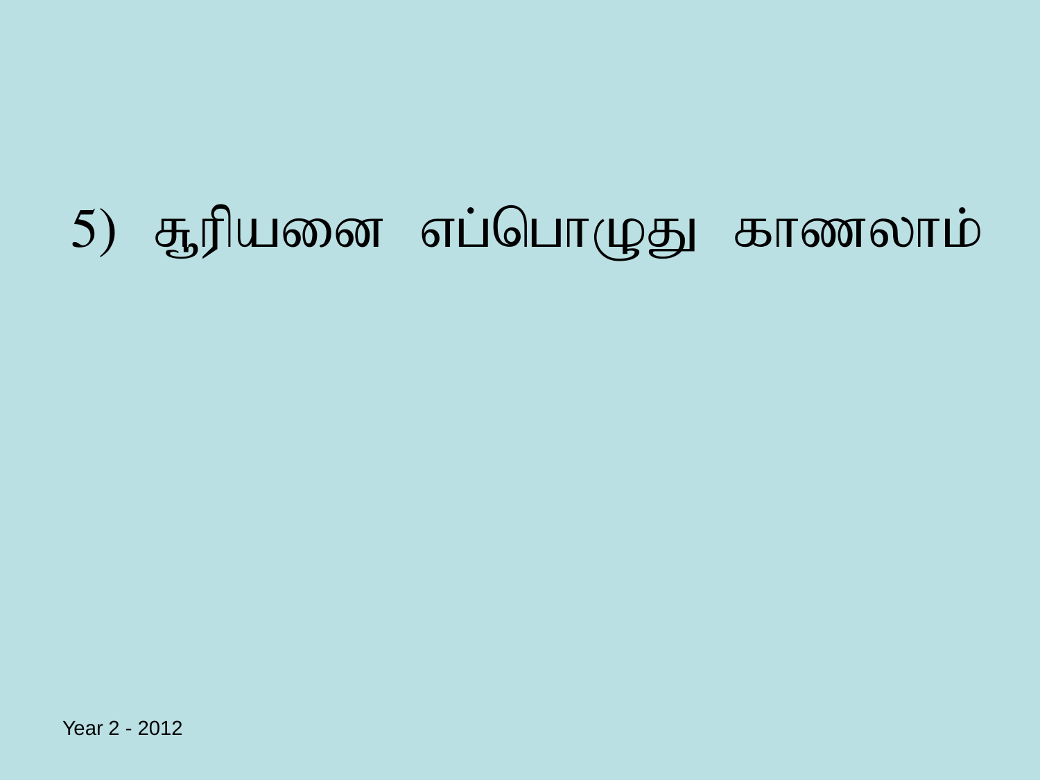5) சூரியனை எப்பொழுது காணலாம்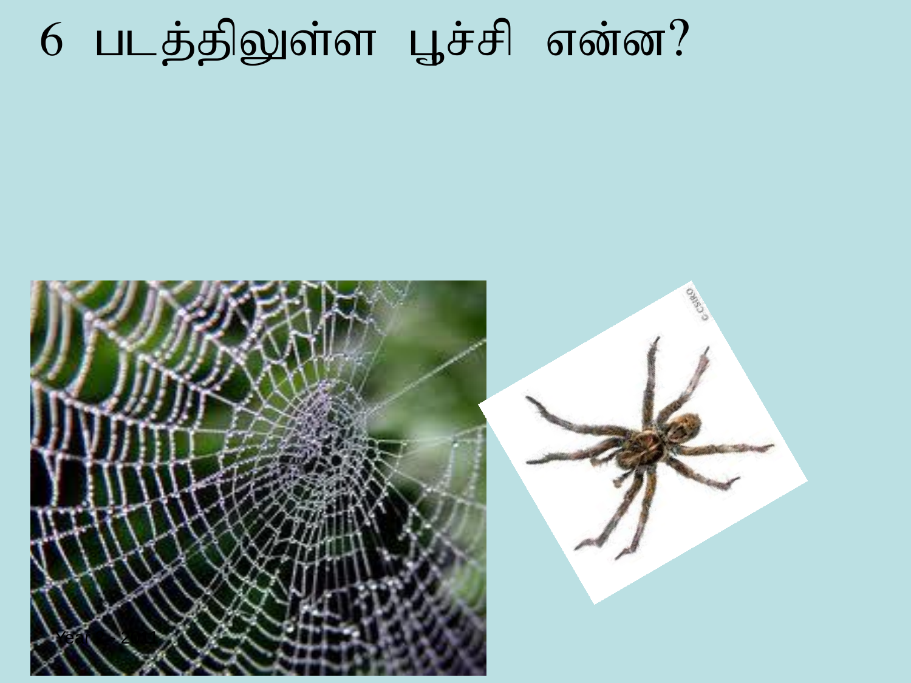# 6 படத்திலுள்ள பூச்சி என்ன?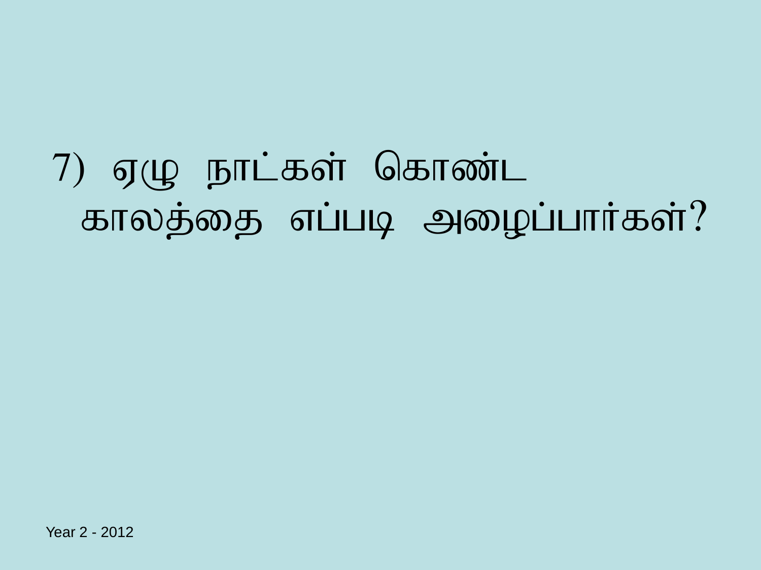7) ஏழு நாட்கள் கொண்ட காலத்தை எப்படி அழைப்பார்கள்?

Year 2 - 2012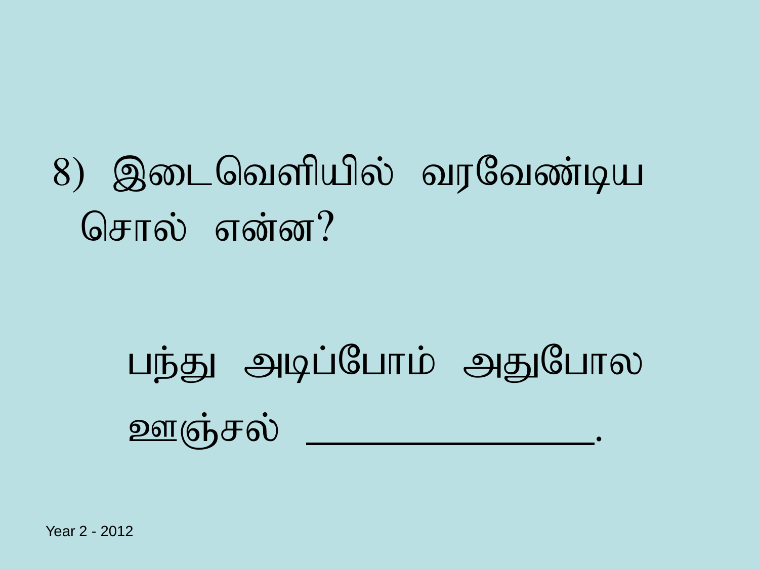8) இடைவெளியில் வரவேண்டிய சொல் என்ன?

பந்து அடிப்போம் அதுபோல

ஊஞ்சல் _________________.

Year 2 - 2012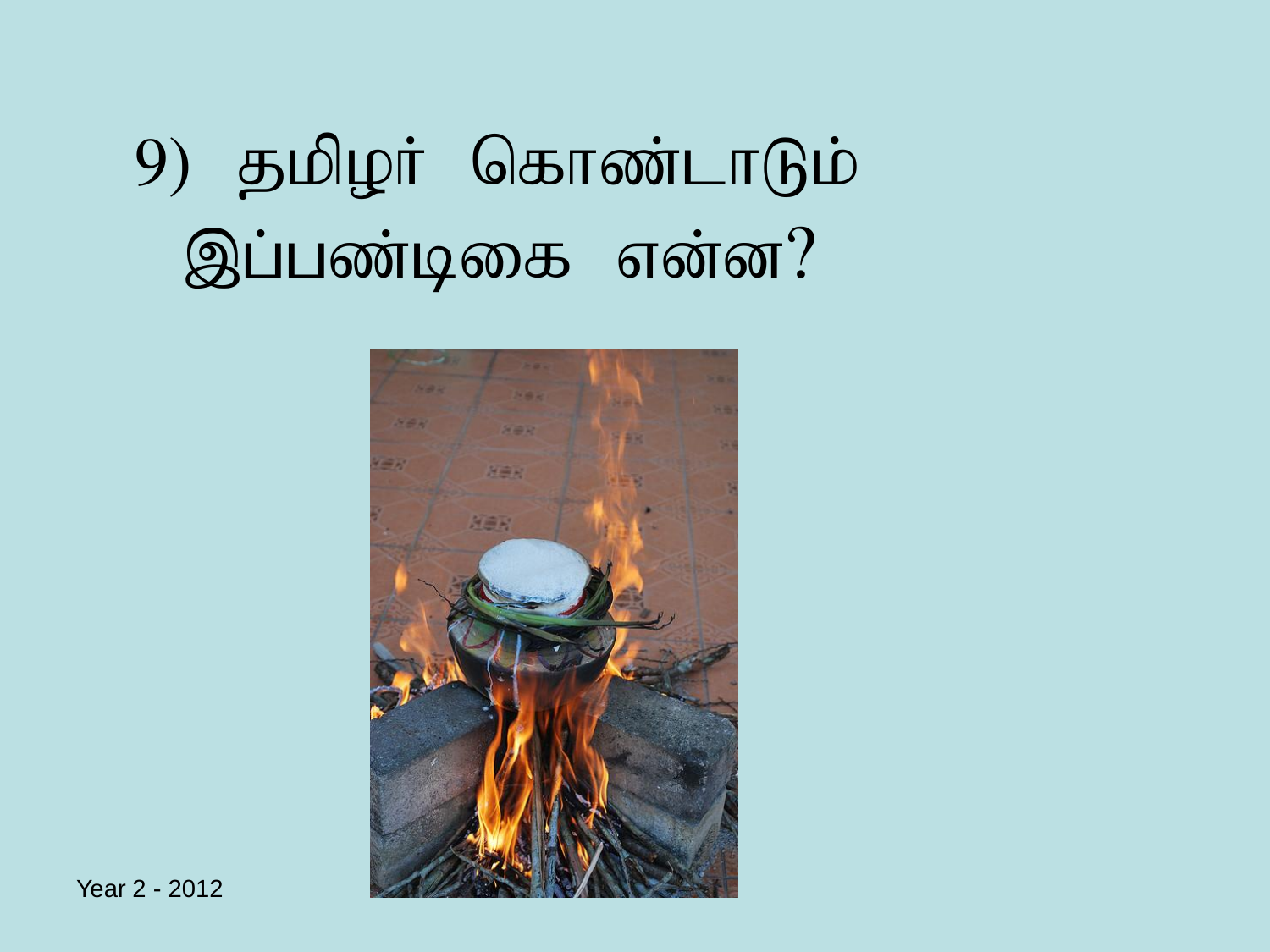9) தமிழர் கொண்டாடும் இப்பண்டிகை என்ன?

Year 2 - 2012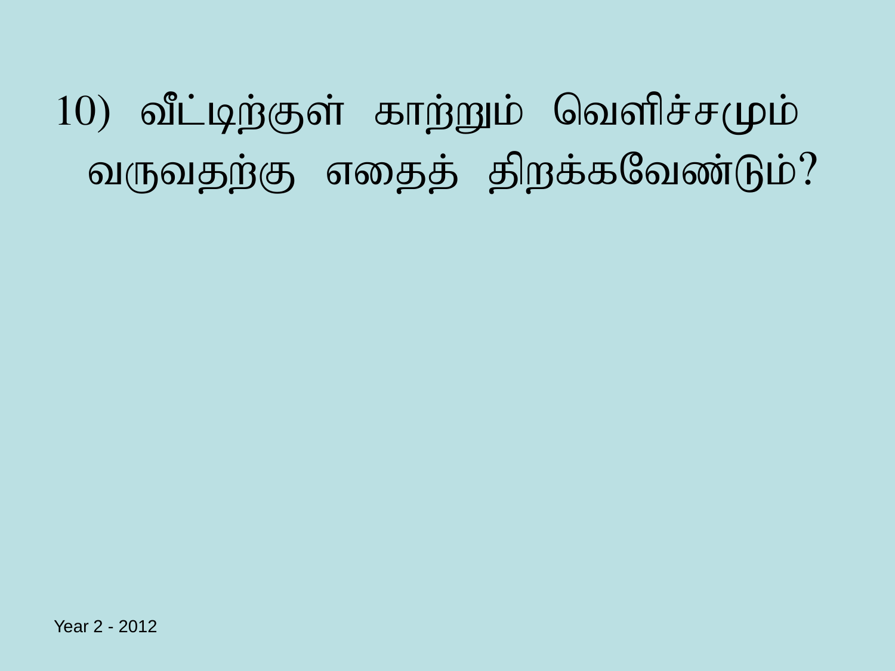10) வீட்டிற்குள் காற்றும் வெளிச்சமும் வருவதற்கு எதைத் திறக்கவேண்டும்?

Year 2 - 2012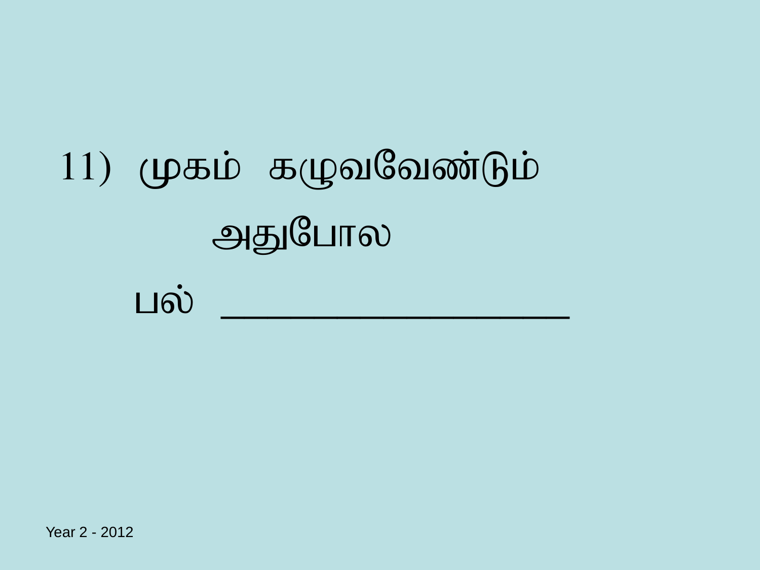11) முகம் கழுவவேண்டும்

அதுபோல

பல் ___________________

Year 2 - 2012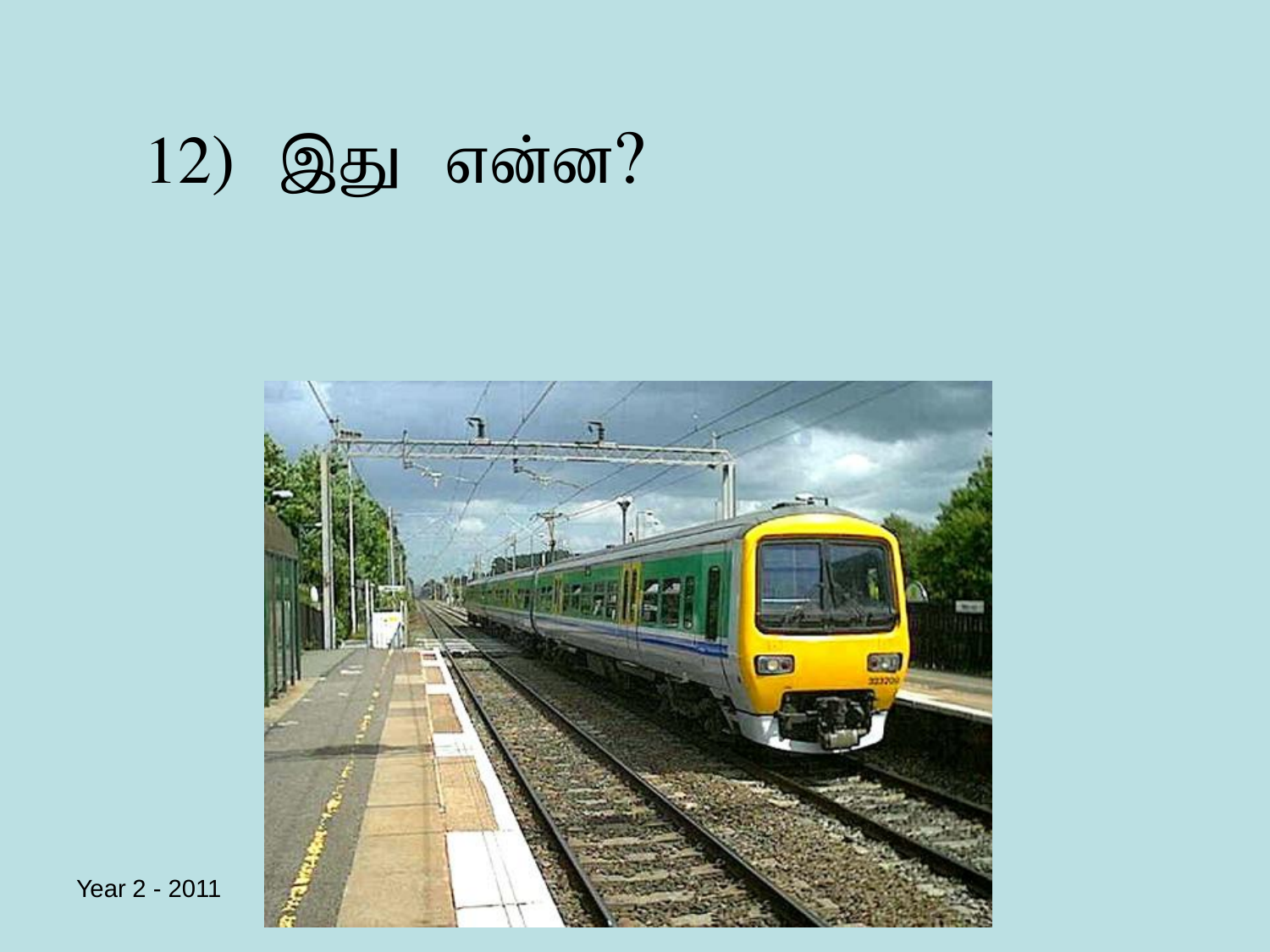# 12) இது என்ன?

Year 2 - 2011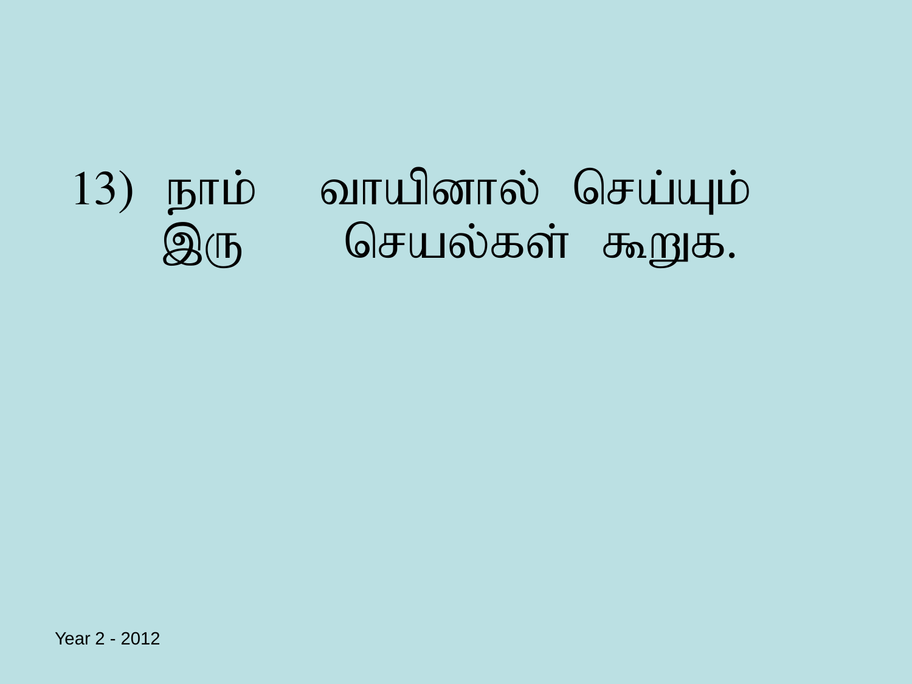13) நாம் வாயினால் செய்யும் இரு செயல்கள் கூறுக.

Year 2 - 2012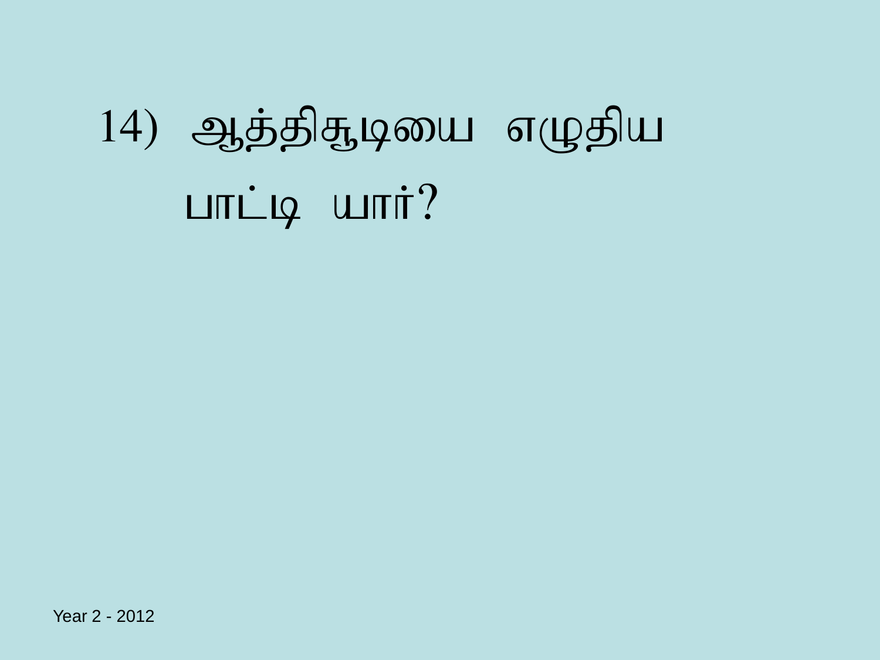14) ஆத்திசூடியை எழுதிய பாட்டி யார்?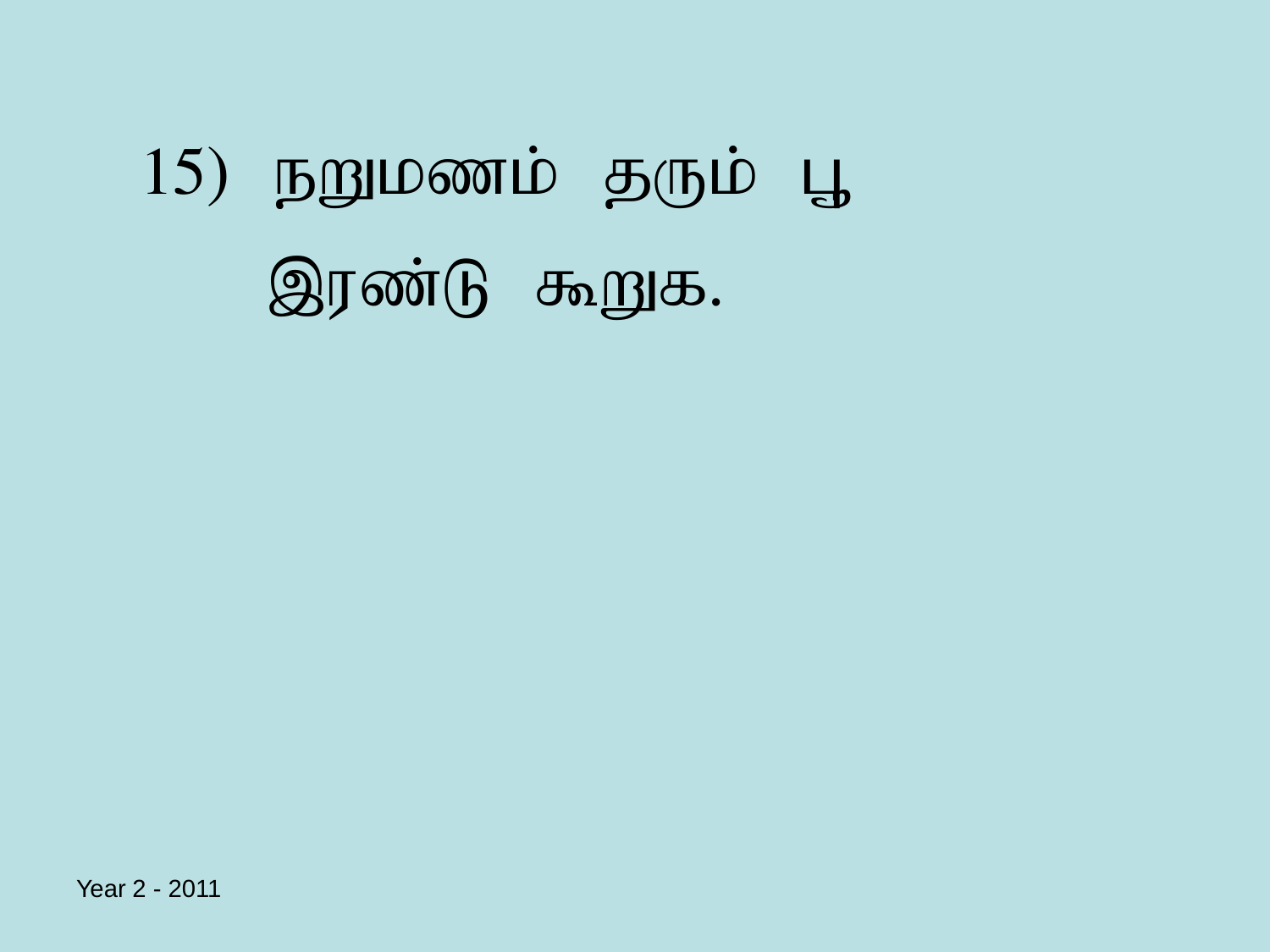15) நறுமணம் தரும் பூ இரண்டு கூறுக.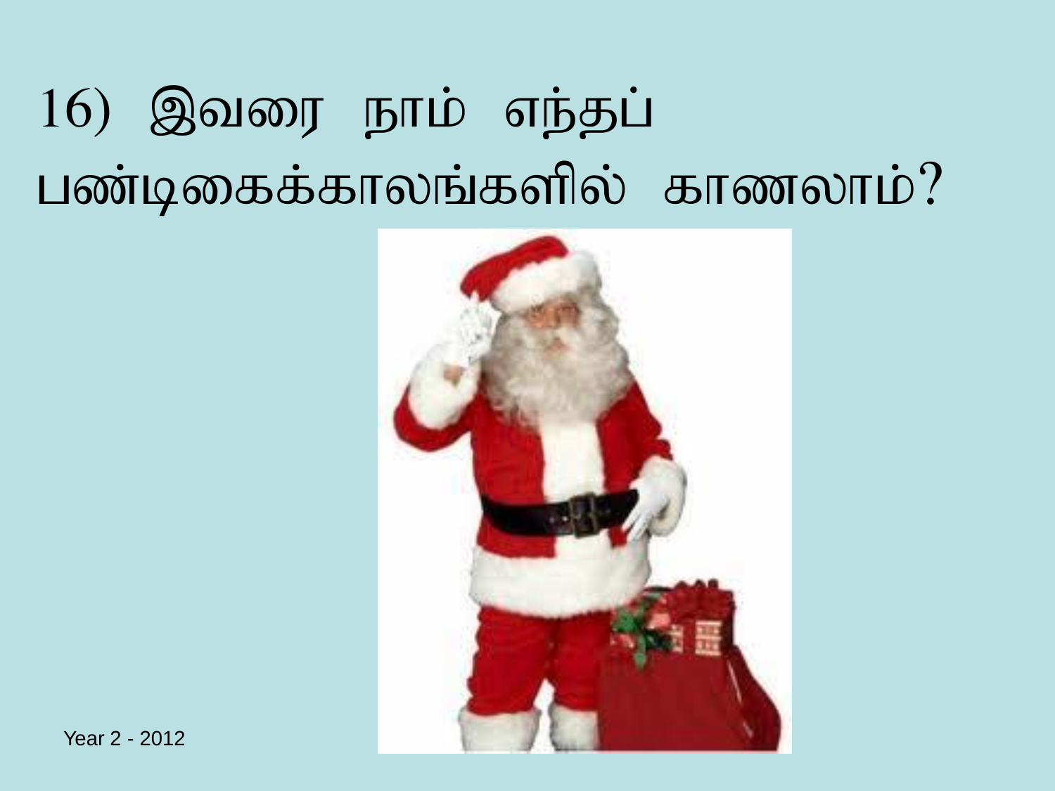16) இவரை நாம் எந்தப் பண்டிகைக்காலங்களில் காணலாம்?

Year 2 - 2012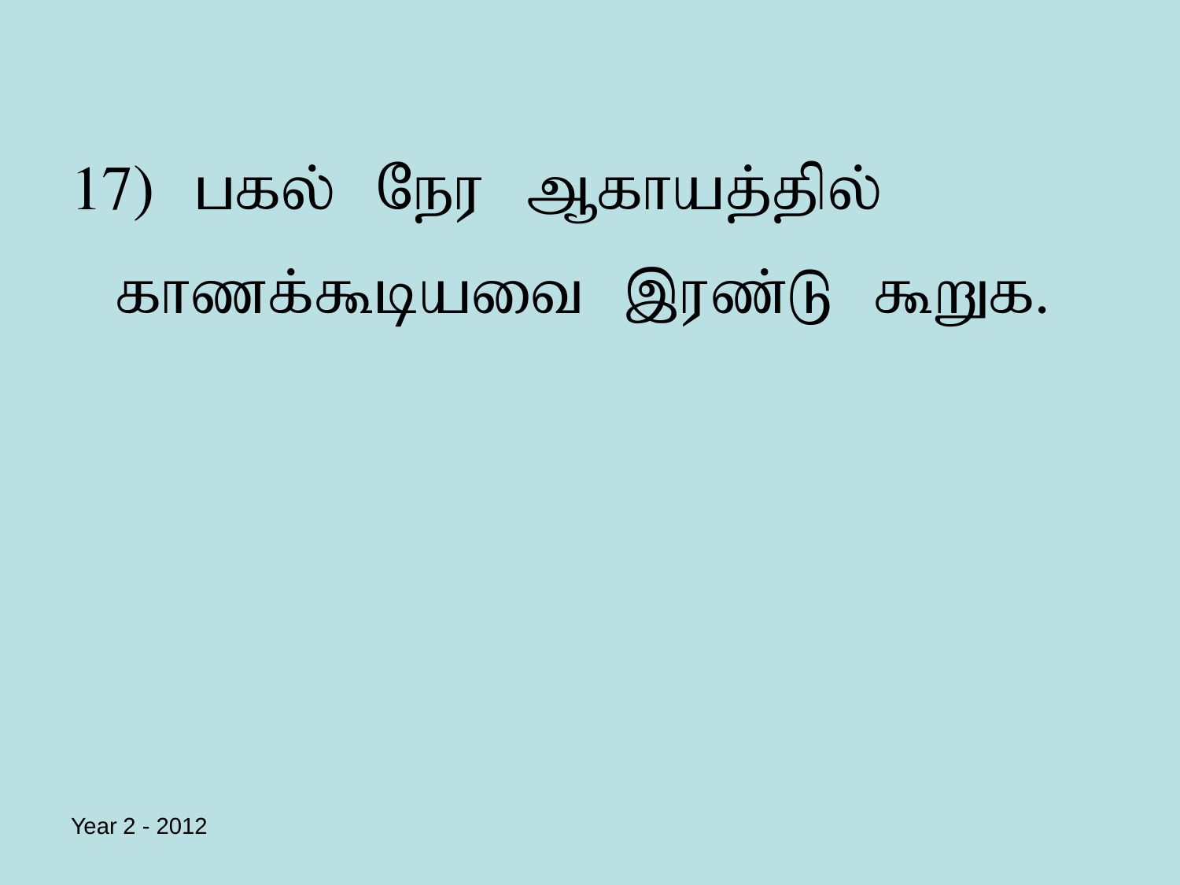17) பகல் நேர ஆகாயத்தில் காணக்கூடியவை இரண்டு கூறுக.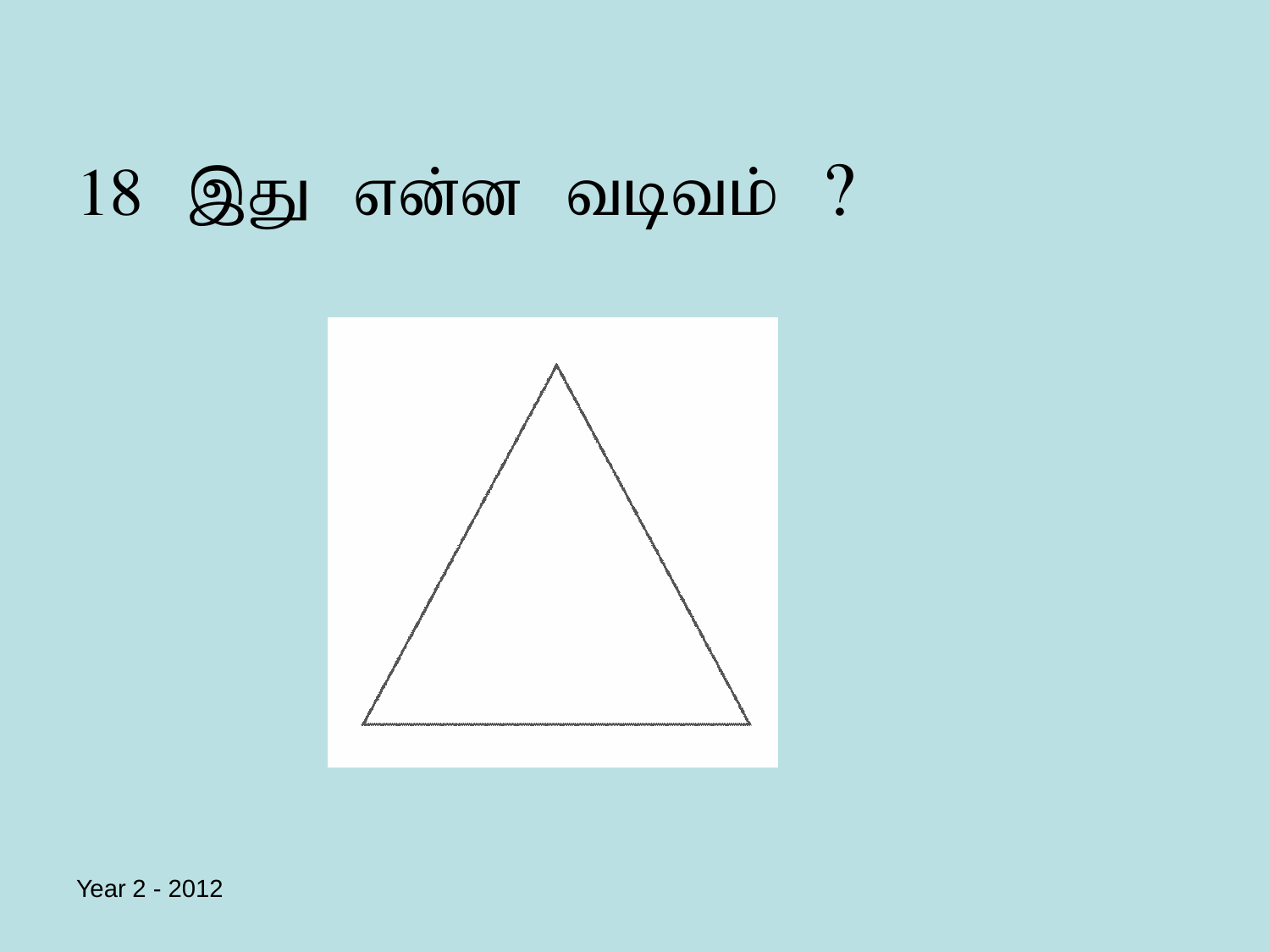# 18 இது என்ன வடிவம் ?

Year 2 - 2012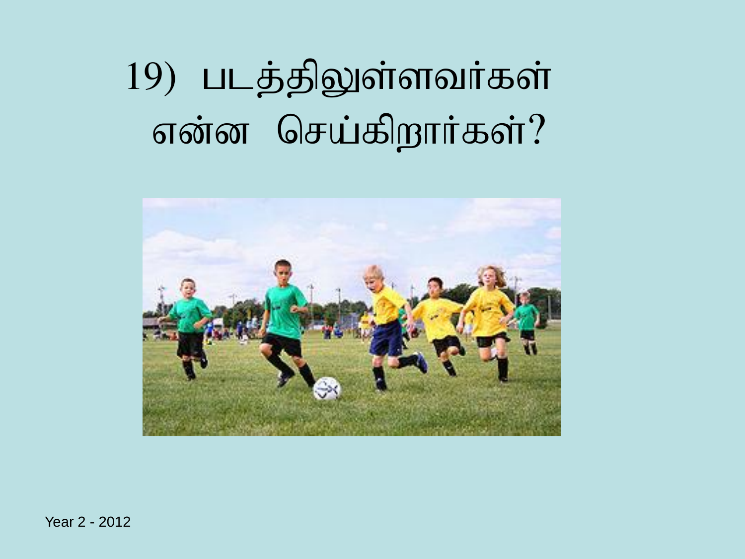19) படத்திலுள்ளவர்கள் என்ன செய்கிறார்கள்?

Year 2 - 2012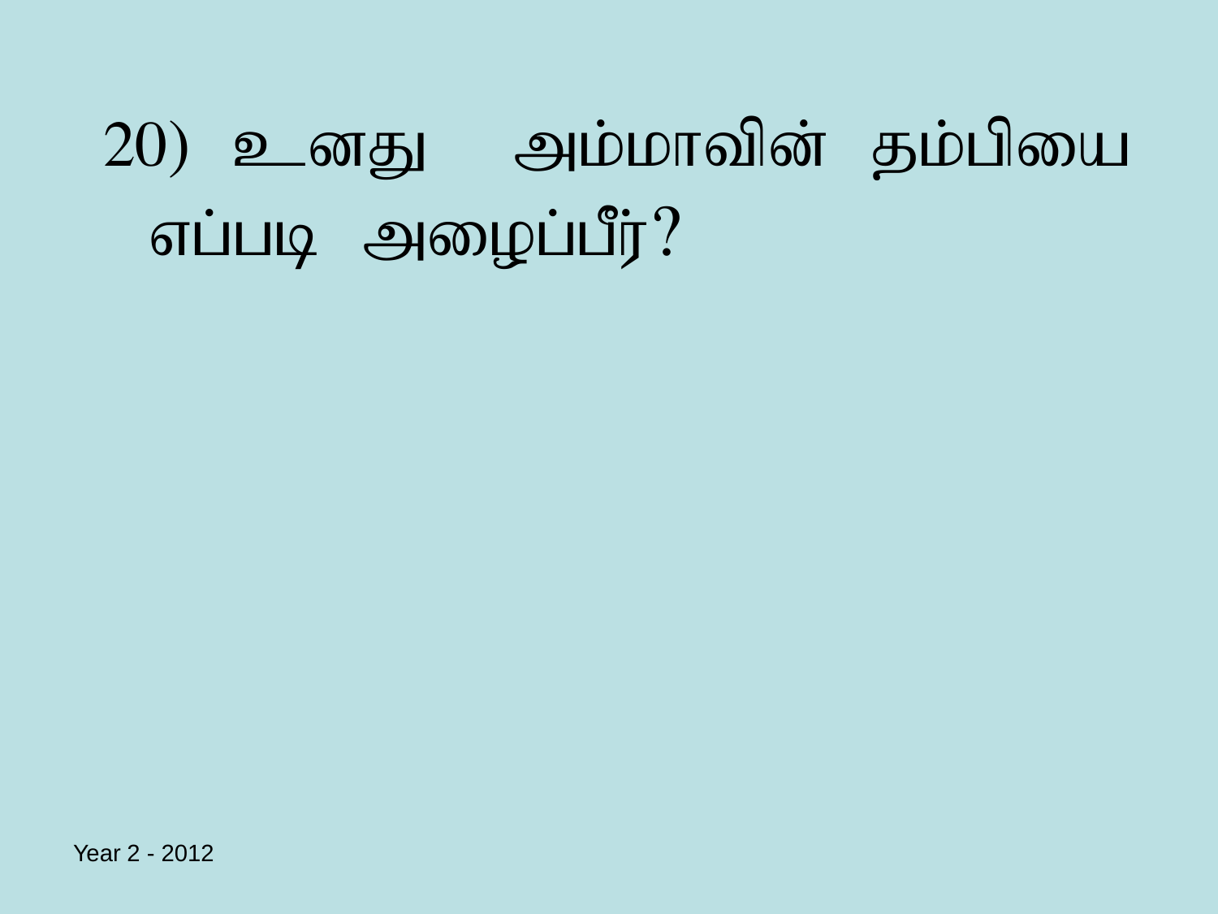20) உனது அம்மாவின் தம்பியை எப்படி அழைப்பீர்?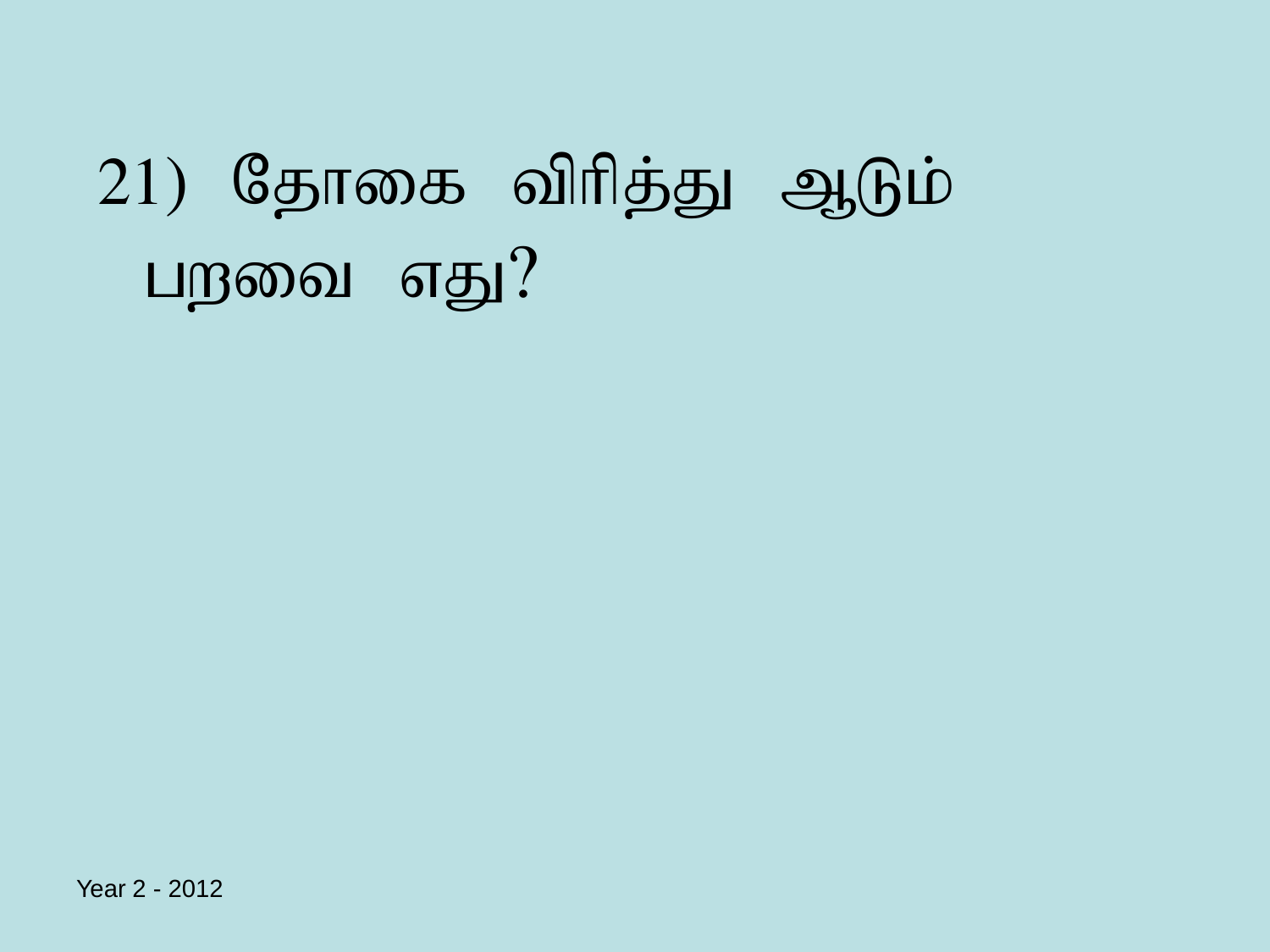21) தோகை விரித்து ஆடும் பறவை எது?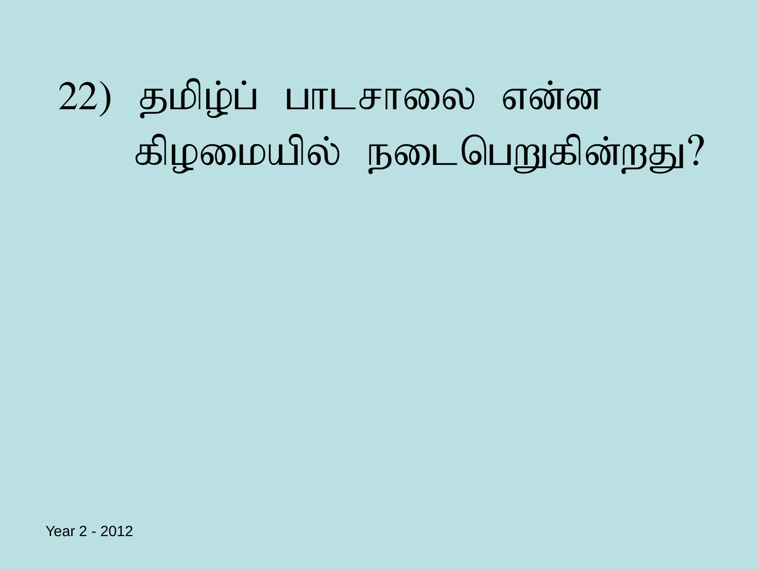22) தமிழ்ப் பாடசாலை என்ன கிழமையில் நடைபெறுகின்றது?

Year 2 - 2012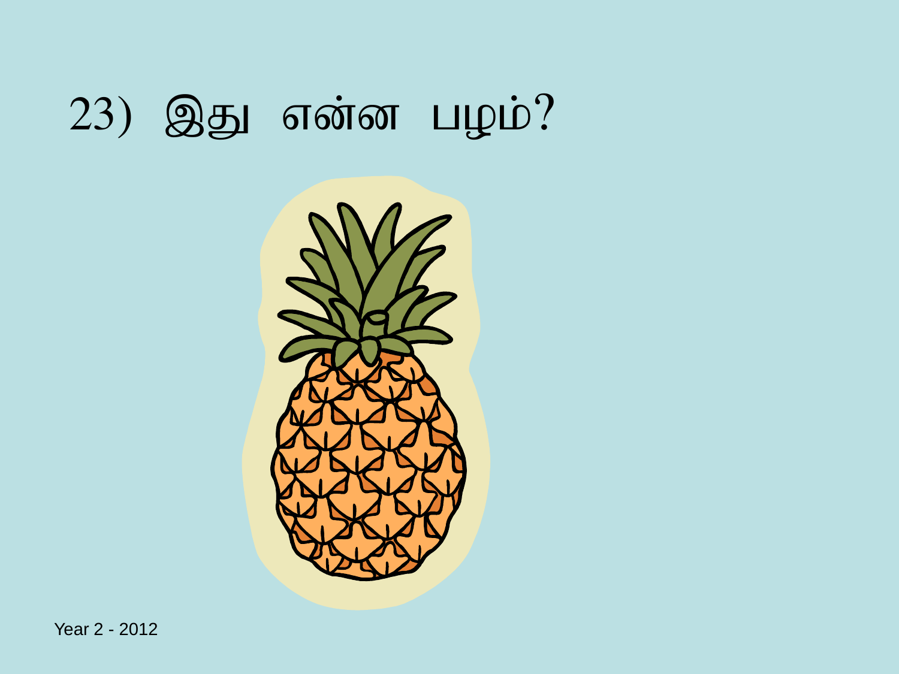23) இது என்ன பழம்?

Year 2 - 2012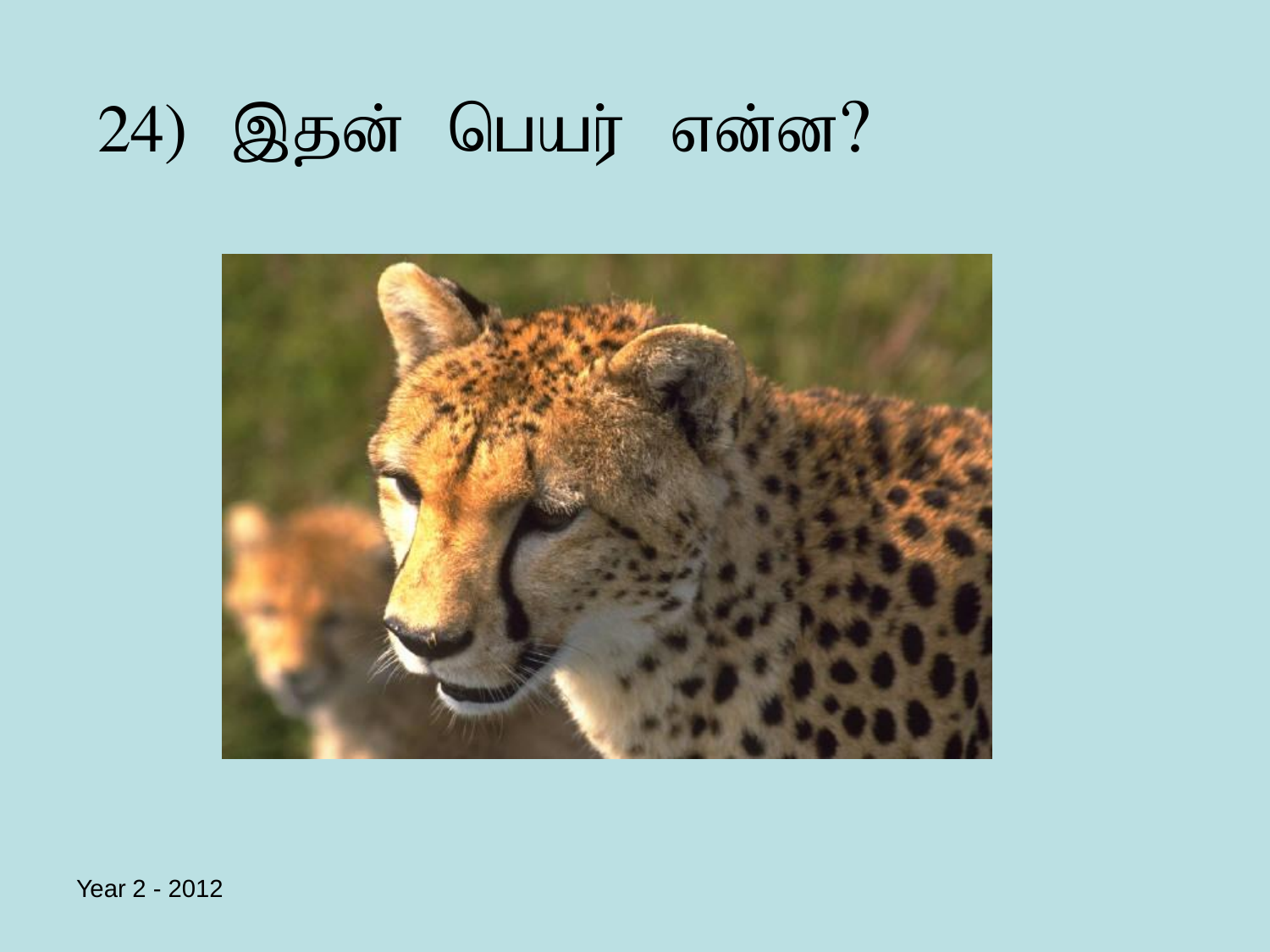# 24) இதன் பெயர் என்ன?

Year 2 - 2012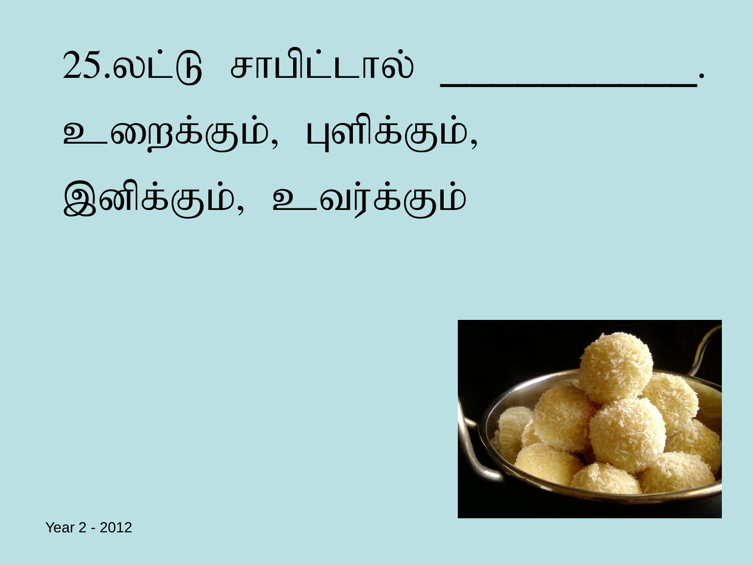25.லட்டு சாபிட்டால் _____________.

உறைக்கும், புளிக்கும்,

இனிக்கும், உவர்க்கும்

Year 2 - 2012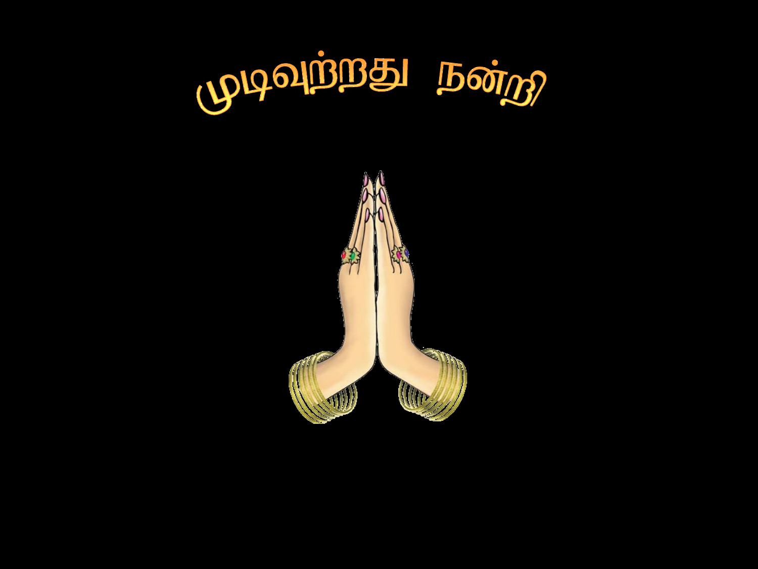# முடிவுற்றது நன்றி